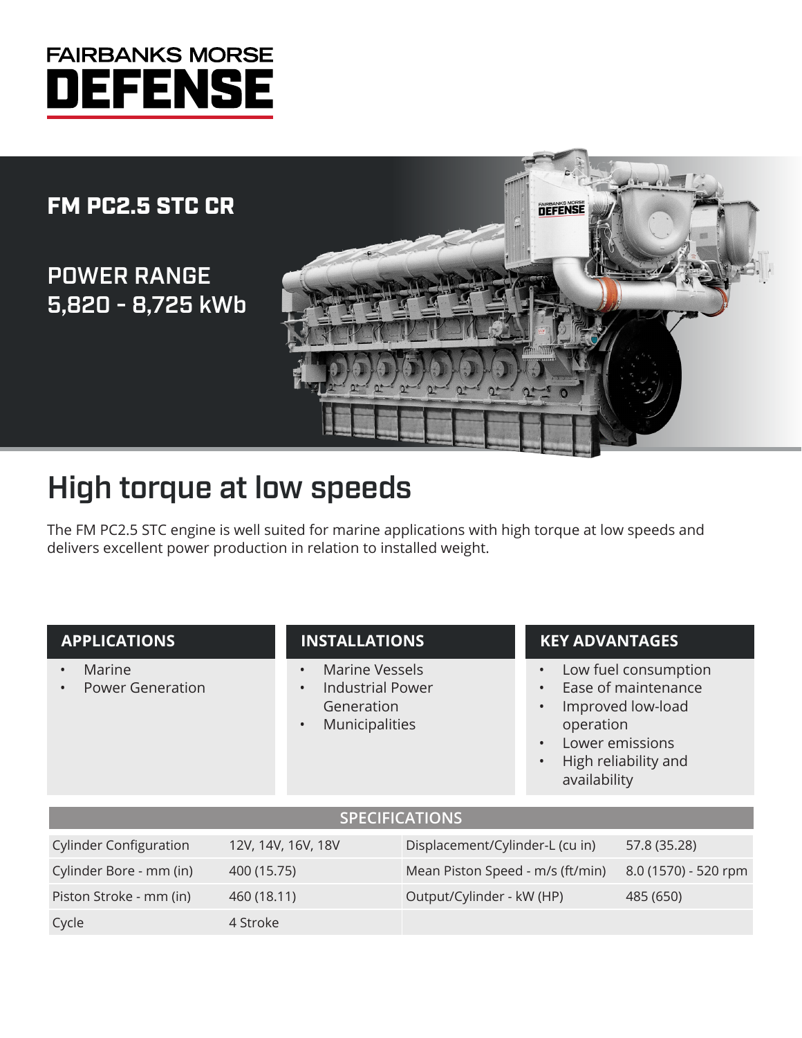# FAIRBANKS MORSE DEFENSE

## FM PC2.5 STC CR

### POWER RANGE 5,820 - 8,725 kWb

## High torque at low speeds

The FM PC2.5 STC engine is well suited for marine applications with high torque at low speeds and delivers excellent power production in relation to installed weight.

### APPLICATIONS

- Marine
- Power Generation

### INSTALLATIONS

- Marine Vessels
- Industrial Power Generation
- Municipalities

### KEY ADVANTAGES

- Low fuel consumption
- Ease of maintenance
- Improved low-load operation
- Lower emissions
- High reliability and availability

### SPECIFICATIONS

| Cylinder Configuration | 12V, 14V, 16V, 18V | Displacement/Cylinder-L (cu in) | 57.8 (35.28) |
|---|---|---|---|
| Cylinder Bore - mm (in) | 400 (15.75) | Mean Piston Speed - m/s (ft/min) | 8.0 (1570) - 520 rpm |
| Piston Stroke - mm (in) | 460 (18.11) | Output/Cylinder - kW (HP) | 485 (650) |
| Cycle | 4 Stroke | | |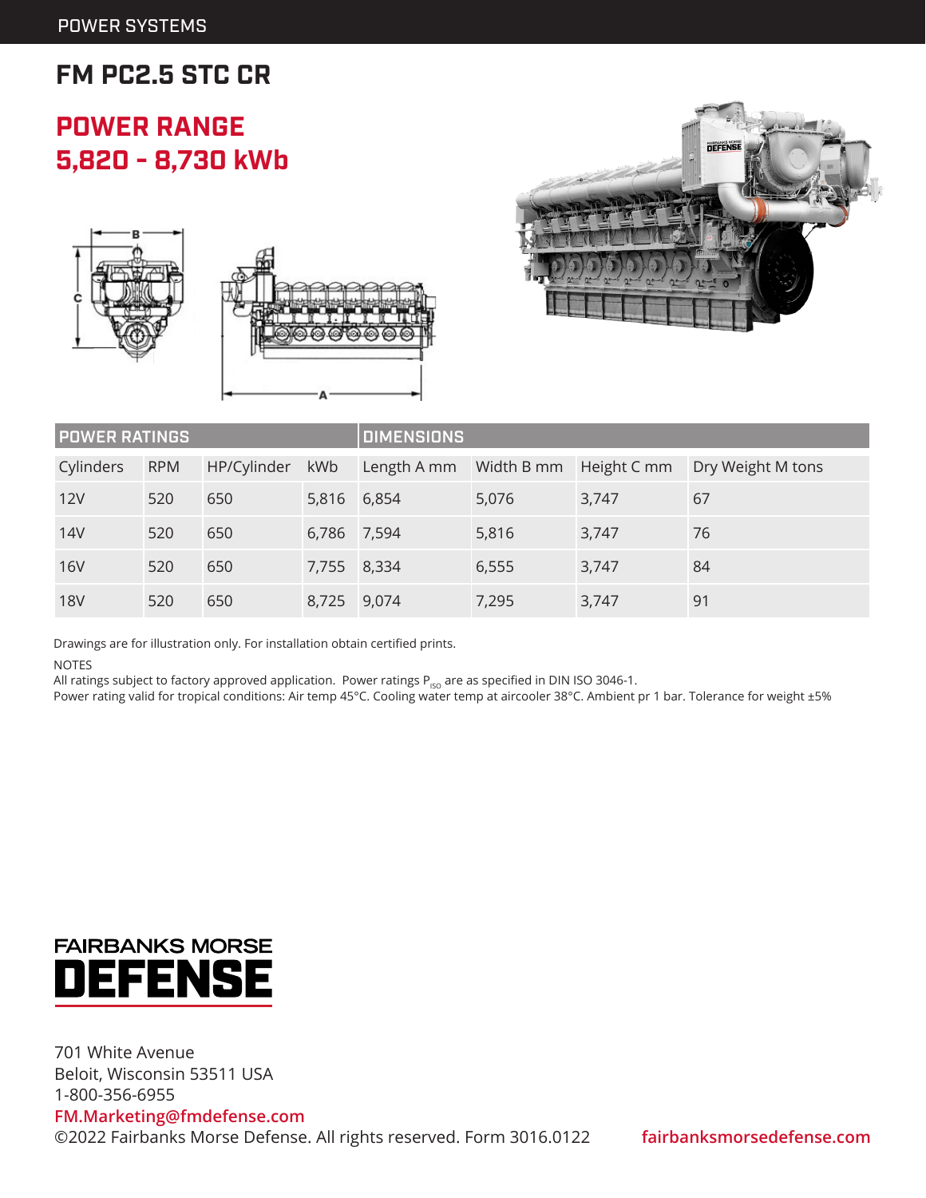POWER SYSTEMS

# FM PC2.5 STC CR

## POWER RANGE
## 5,820 - 8,730 kWb

| POWER RATINGS | | | | DIMENSIONS | | | |
|---|---|---|---|---|---|---|---|
| Cylinders | RPM | HP/Cylinder | kWb | Length A mm | Width B mm | Height C mm | Dry Weight M tons |
| 12V | 520 | 650 | 5,816 | 6,854 | 5,076 | 3,747 | 67 |
| 14V | 520 | 650 | 6,786 | 7,594 | 5,816 | 3,747 | 76 |
| 16V | 520 | 650 | 7,755 | 8,334 | 6,555 | 3,747 | 84 |
| 18V | 520 | 650 | 8,725 | 9,074 | 7,295 | 3,747 | 91 |

Drawings are for illustration only. For installation obtain certified prints.

NOTES
All ratings subject to factory approved application. Power ratings $P_{ISO}$ are as specified in DIN ISO 3046-1.
Power rating valid for tropical conditions: Air temp 45°C. Cooling water temp at aircooler 38°C. Ambient pr 1 bar. Tolerance for weight ±5%

FAIRBANKS MORSE
DEFENSE

701 White Avenue
Beloit, Wisconsin 53511 USA
1-800-356-6955
FM.Marketing@fmdefense.com
©2022 Fairbanks Morse Defense. All rights reserved. Form 3016.0122

fairbanksmorsedefense.com